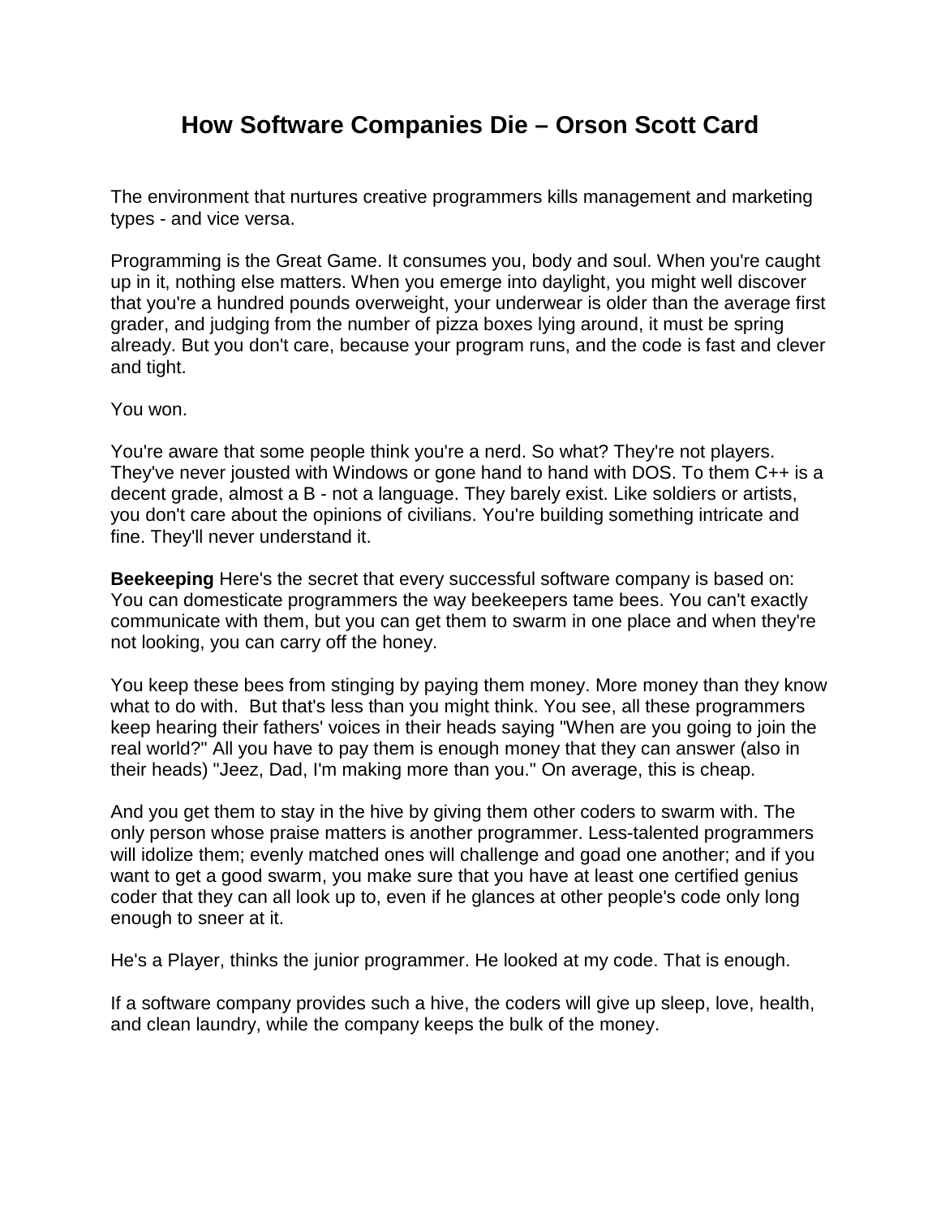# How Software Companies Die – Orson Scott Card

The environment that nurtures creative programmers kills management and marketing types - and vice versa.

Programming is the Great Game. It consumes you, body and soul. When you're caught up in it, nothing else matters. When you emerge into daylight, you might well discover that you're a hundred pounds overweight, your underwear is older than the average first grader, and judging from the number of pizza boxes lying around, it must be spring already. But you don't care, because your program runs, and the code is fast and clever and tight.

You won.

You're aware that some people think you're a nerd. So what? They're not players. They've never jousted with Windows or gone hand to hand with DOS. To them C++ is a decent grade, almost a B - not a language. They barely exist. Like soldiers or artists, you don't care about the opinions of civilians. You're building something intricate and fine. They'll never understand it.

**Beekeeping** Here's the secret that every successful software company is based on: You can domesticate programmers the way beekeepers tame bees. You can't exactly communicate with them, but you can get them to swarm in one place and when they're not looking, you can carry off the honey.

You keep these bees from stinging by paying them money. More money than they know what to do with. But that's less than you might think. You see, all these programmers keep hearing their fathers' voices in their heads saying "When are you going to join the real world?" All you have to pay them is enough money that they can answer (also in their heads) "Jeez, Dad, I'm making more than you." On average, this is cheap.

And you get them to stay in the hive by giving them other coders to swarm with. The only person whose praise matters is another programmer. Less-talented programmers will idolize them; evenly matched ones will challenge and goad one another; and if you want to get a good swarm, you make sure that you have at least one certified genius coder that they can all look up to, even if he glances at other people's code only long enough to sneer at it.

He's a Player, thinks the junior programmer. He looked at my code. That is enough.

If a software company provides such a hive, the coders will give up sleep, love, health, and clean laundry, while the company keeps the bulk of the money.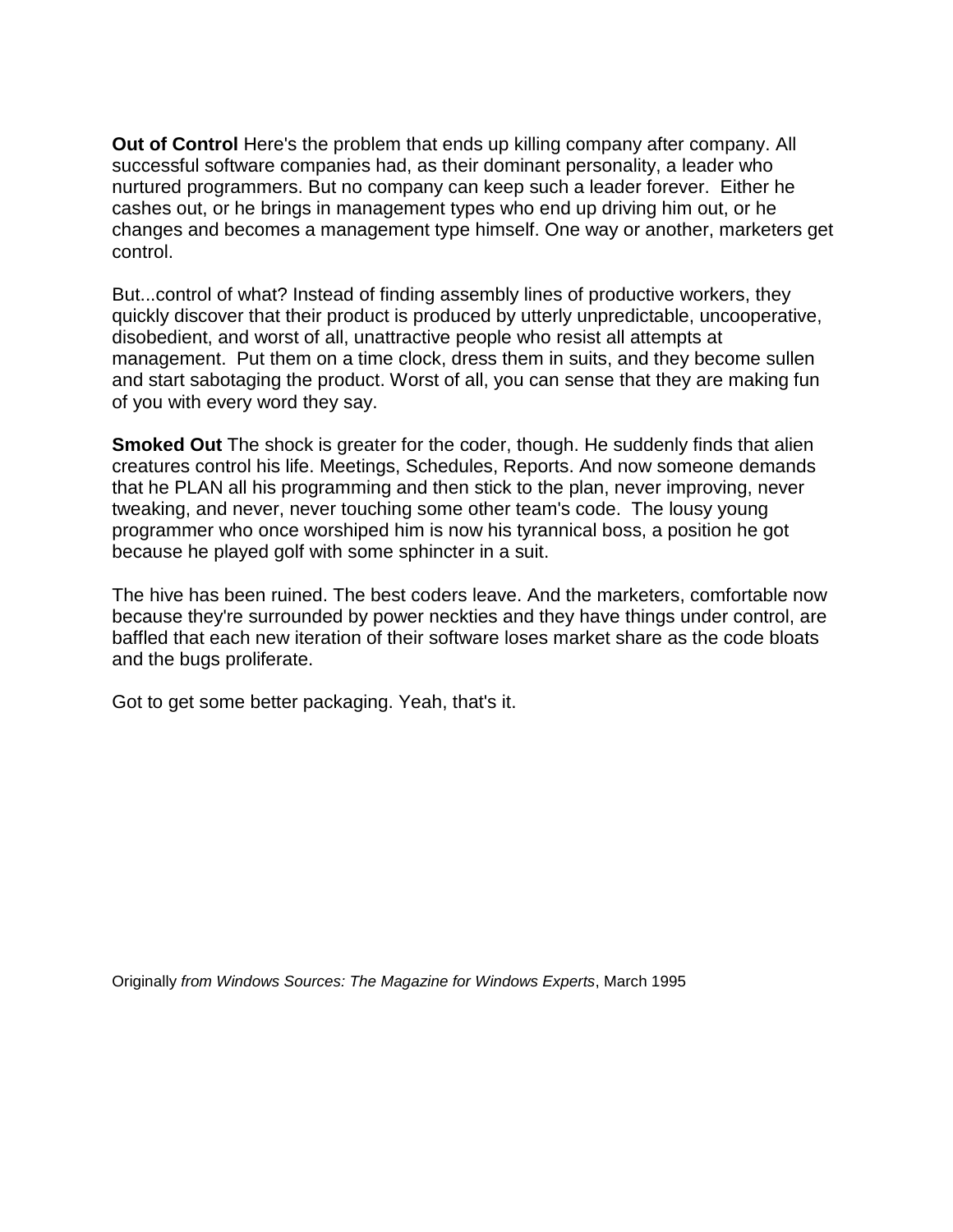**Out of Control** Here's the problem that ends up killing company after company. All successful software companies had, as their dominant personality, a leader who nurtured programmers. But no company can keep such a leader forever. Either he cashes out, or he brings in management types who end up driving him out, or he changes and becomes a management type himself. One way or another, marketers get control.

But...control of what? Instead of finding assembly lines of productive workers, they quickly discover that their product is produced by utterly unpredictable, uncooperative, disobedient, and worst of all, unattractive people who resist all attempts at management. Put them on a time clock, dress them in suits, and they become sullen and start sabotaging the product. Worst of all, you can sense that they are making fun of you with every word they say.

**Smoked Out** The shock is greater for the coder, though. He suddenly finds that alien creatures control his life. Meetings, Schedules, Reports. And now someone demands that he PLAN all his programming and then stick to the plan, never improving, never tweaking, and never, never touching some other team's code. The lousy young programmer who once worshiped him is now his tyrannical boss, a position he got because he played golf with some sphincter in a suit.

The hive has been ruined. The best coders leave. And the marketers, comfortable now because they're surrounded by power neckties and they have things under control, are baffled that each new iteration of their software loses market share as the code bloats and the bugs proliferate.

Got to get some better packaging. Yeah, that's it.

Originally *from Windows Sources: The Magazine for Windows Experts*, March 1995